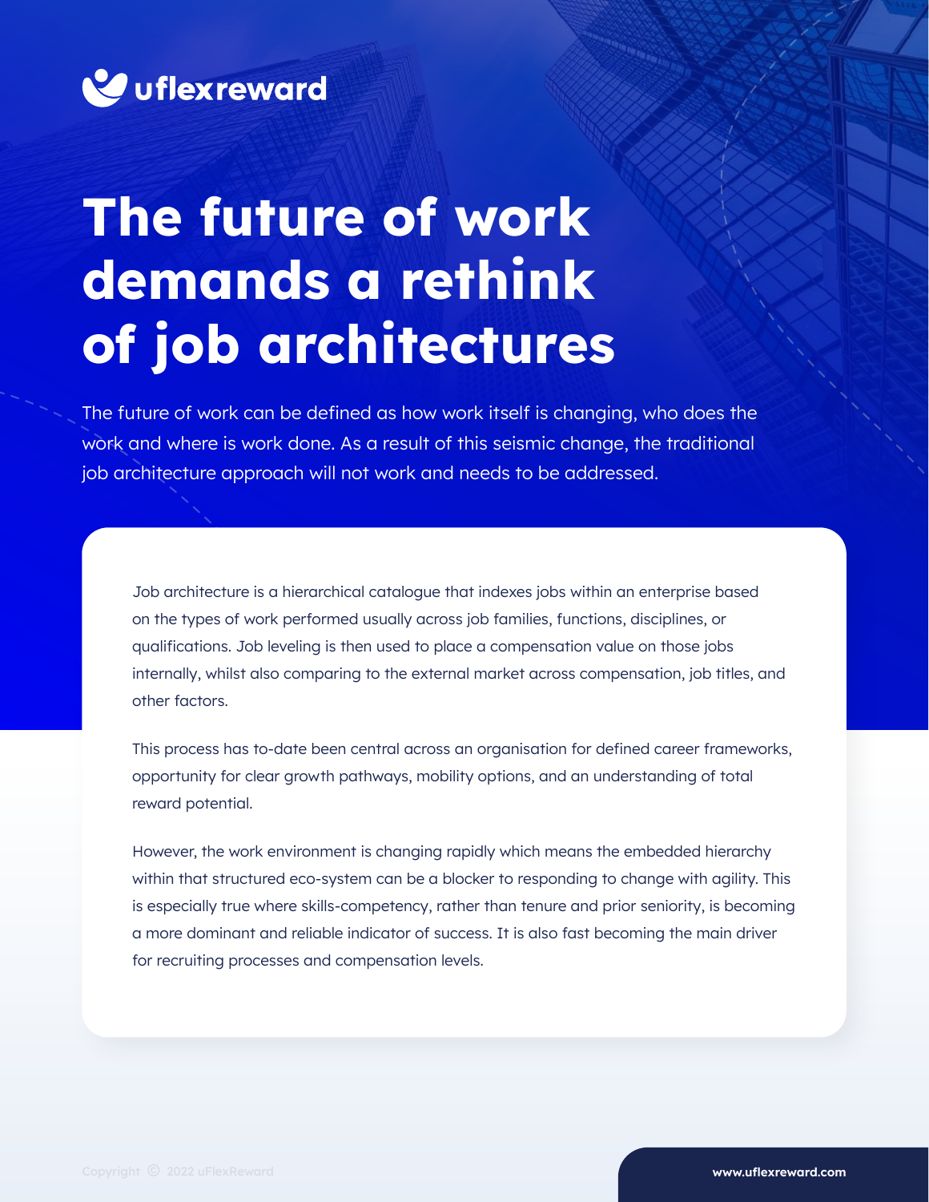uflexreward

# The future of work demands a rethink of job architectures

The future of work can be defined as how work itself is changing, who does the work and where is work done. As a result of this seismic change, the traditional job architecture approach will not work and needs to be addressed.

Job architecture is a hierarchical catalogue that indexes jobs within an enterprise based on the types of work performed usually across job families, functions, disciplines, or qualifications. Job leveling is then used to place a compensation value on those jobs internally, whilst also comparing to the external market across compensation, job titles, and other factors.

This process has to-date been central across an organisation for defined career frameworks, opportunity for clear growth pathways, mobility options, and an understanding of total reward potential.

However, the work environment is changing rapidly which means the embedded hierarchy within that structured eco-system can be a blocker to responding to change with agility. This is especially true where skills-competency, rather than tenure and prior seniority, is becoming a more dominant and reliable indicator of success. It is also fast becoming the main driver for recruiting processes and compensation levels.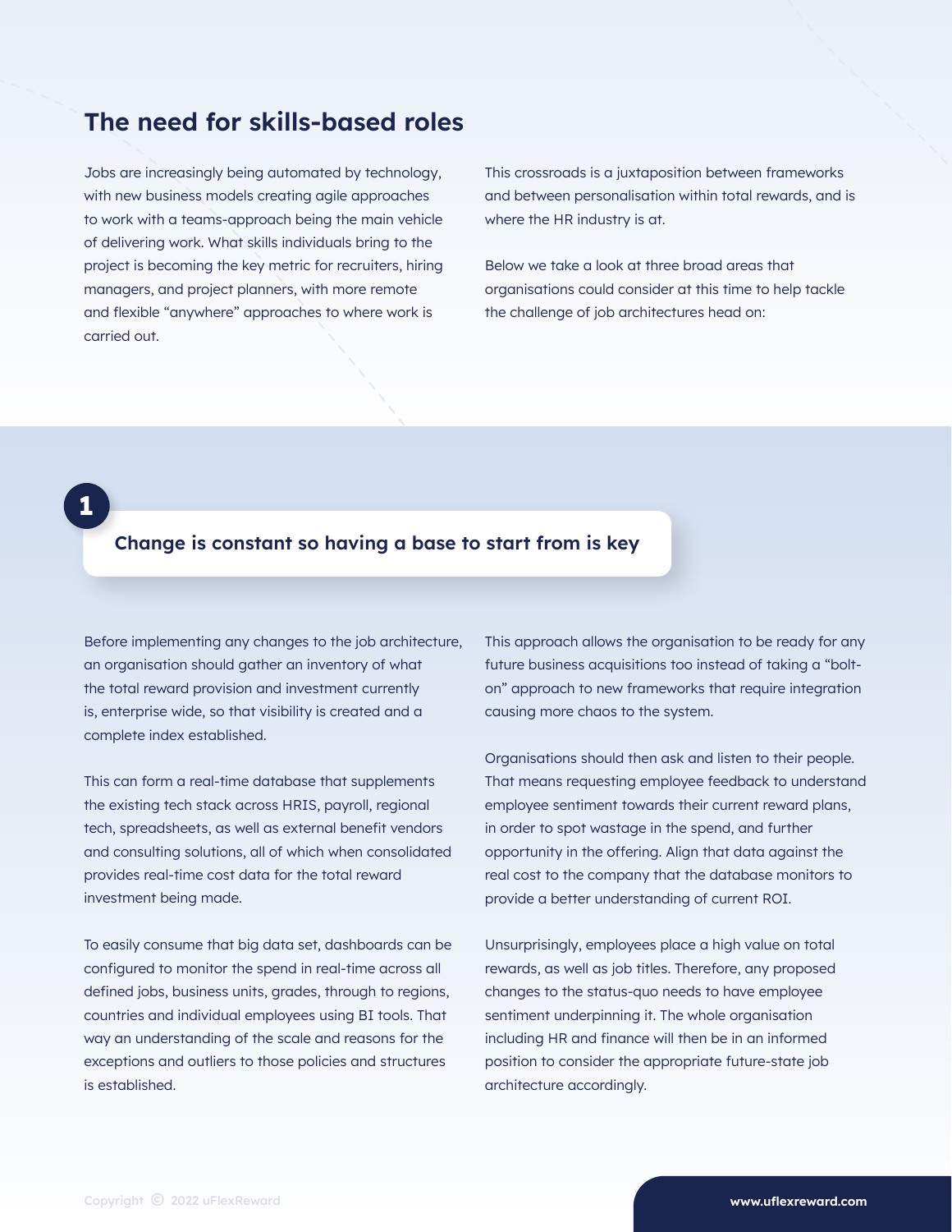## The need for skills-based roles

Jobs are increasingly being automated by technology, with new business models creating agile approaches to work with a teams-approach being the main vehicle of delivering work. What skills individuals bring to the project is becoming the key metric for recruiters, hiring managers, and project planners, with more remote and flexible "anywhere" approaches to where work is carried out.

This crossroads is a juxtaposition between frameworks and between personalisation within total rewards, and is where the HR industry is at.

Below we take a look at three broad areas that organisations could consider at this time to help tackle the challenge of job architectures head on:

### 1 Change is constant so having a base to start from is key

Before implementing any changes to the job architecture, an organisation should gather an inventory of what the total reward provision and investment currently is, enterprise wide, so that visibility is created and a complete index established.

This can form a real-time database that supplements the existing tech stack across HRIS, payroll, regional tech, spreadsheets, as well as external benefit vendors and consulting solutions, all of which when consolidated provides real-time cost data for the total reward investment being made.

To easily consume that big data set, dashboards can be configured to monitor the spend in real-time across all defined jobs, business units, grades, through to regions, countries and individual employees using BI tools. That way an understanding of the scale and reasons for the exceptions and outliers to those policies and structures is established.

This approach allows the organisation to be ready for any future business acquisitions too instead of taking a "bolt-on" approach to new frameworks that require integration causing more chaos to the system.

Organisations should then ask and listen to their people. That means requesting employee feedback to understand employee sentiment towards their current reward plans, in order to spot wastage in the spend, and further opportunity in the offering. Align that data against the real cost to the company that the database monitors to provide a better understanding of current ROI.

Unsurprisingly, employees place a high value on total rewards, as well as job titles. Therefore, any proposed changes to the status-quo needs to have employee sentiment underpinning it. The whole organisation including HR and finance will then be in an informed position to consider the appropriate future-state job architecture accordingly.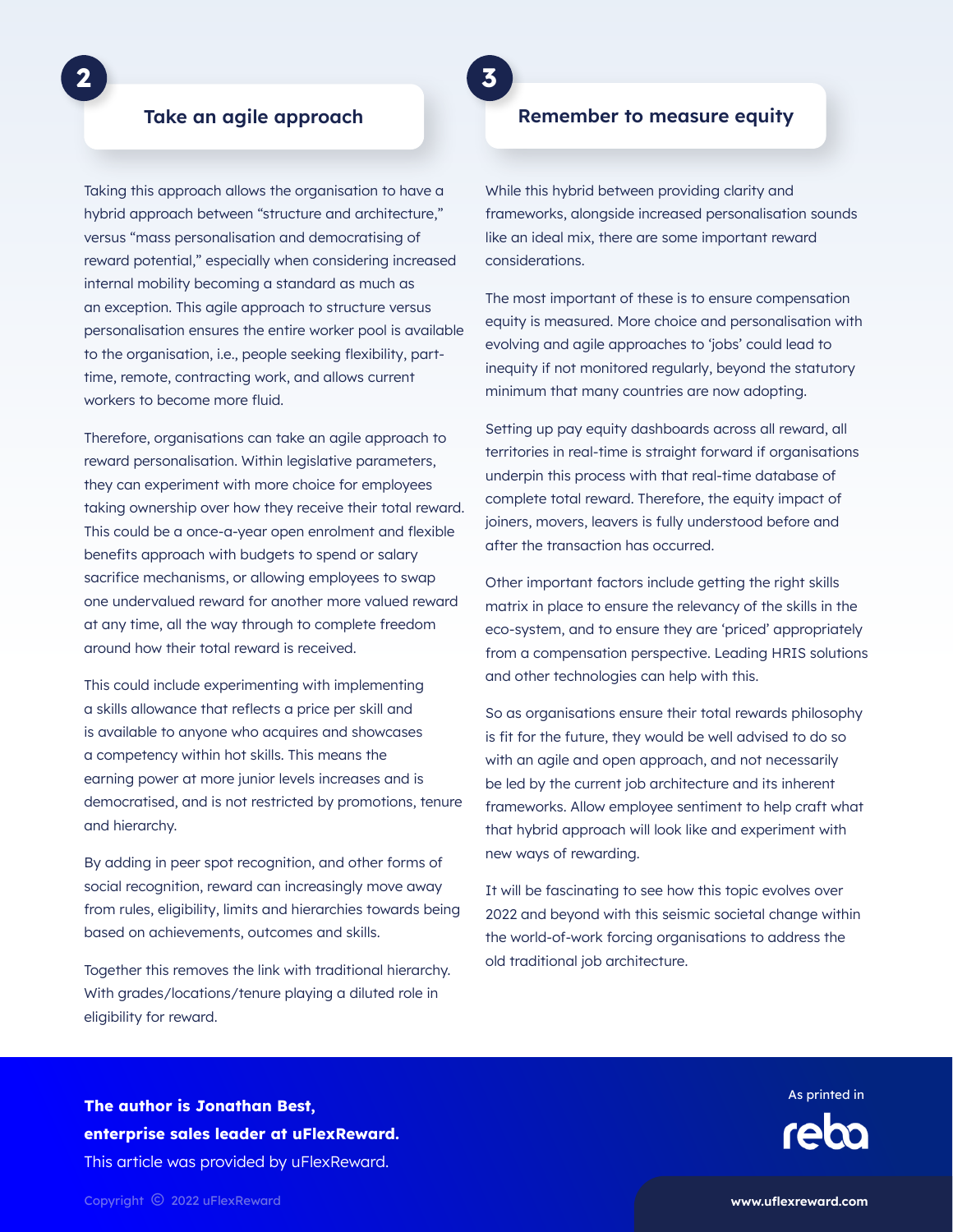## 2 Take an agile approach

Taking this approach allows the organisation to have a hybrid approach between "structure and architecture," versus "mass personalisation and democratising of reward potential," especially when considering increased internal mobility becoming a standard as much as an exception. This agile approach to structure versus personalisation ensures the entire worker pool is available to the organisation, i.e., people seeking flexibility, part-time, remote, contracting work, and allows current workers to become more fluid.

Therefore, organisations can take an agile approach to reward personalisation. Within legislative parameters, they can experiment with more choice for employees taking ownership over how they receive their total reward. This could be a once-a-year open enrolment and flexible benefits approach with budgets to spend or salary sacrifice mechanisms, or allowing employees to swap one undervalued reward for another more valued reward at any time, all the way through to complete freedom around how their total reward is received.

This could include experimenting with implementing a skills allowance that reflects a price per skill and is available to anyone who acquires and showcases a competency within hot skills. This means the earning power at more junior levels increases and is democratised, and is not restricted by promotions, tenure and hierarchy.

By adding in peer spot recognition, and other forms of social recognition, reward can increasingly move away from rules, eligibility, limits and hierarchies towards being based on achievements, outcomes and skills.

Together this removes the link with traditional hierarchy. With grades/locations/tenure playing a diluted role in eligibility for reward.

## 3 Remember to measure equity

While this hybrid between providing clarity and frameworks, alongside increased personalisation sounds like an ideal mix, there are some important reward considerations.

The most important of these is to ensure compensation equity is measured. More choice and personalisation with evolving and agile approaches to 'jobs' could lead to inequity if not monitored regularly, beyond the statutory minimum that many countries are now adopting.

Setting up pay equity dashboards across all reward, all territories in real-time is straight forward if organisations underpin this process with that real-time database of complete total reward. Therefore, the equity impact of joiners, movers, leavers is fully understood before and after the transaction has occurred.

Other important factors include getting the right skills matrix in place to ensure the relevancy of the skills in the eco-system, and to ensure they are 'priced' appropriately from a compensation perspective. Leading HRIS solutions and other technologies can help with this.

So as organisations ensure their total rewards philosophy is fit for the future, they would be well advised to do so with an agile and open approach, and not necessarily be led by the current job architecture and its inherent frameworks. Allow employee sentiment to help craft what that hybrid approach will look like and experiment with new ways of rewarding.

It will be fascinating to see how this topic evolves over 2022 and beyond with this seismic societal change within the world-of-work forcing organisations to address the old traditional job architecture.

**The author is Jonathan Best, enterprise sales leader at uFlexReward.**

This article was provided by uFlexReward.

As printed in reba

Copyright © 2022 uFlexReward

www.uflexreward.com